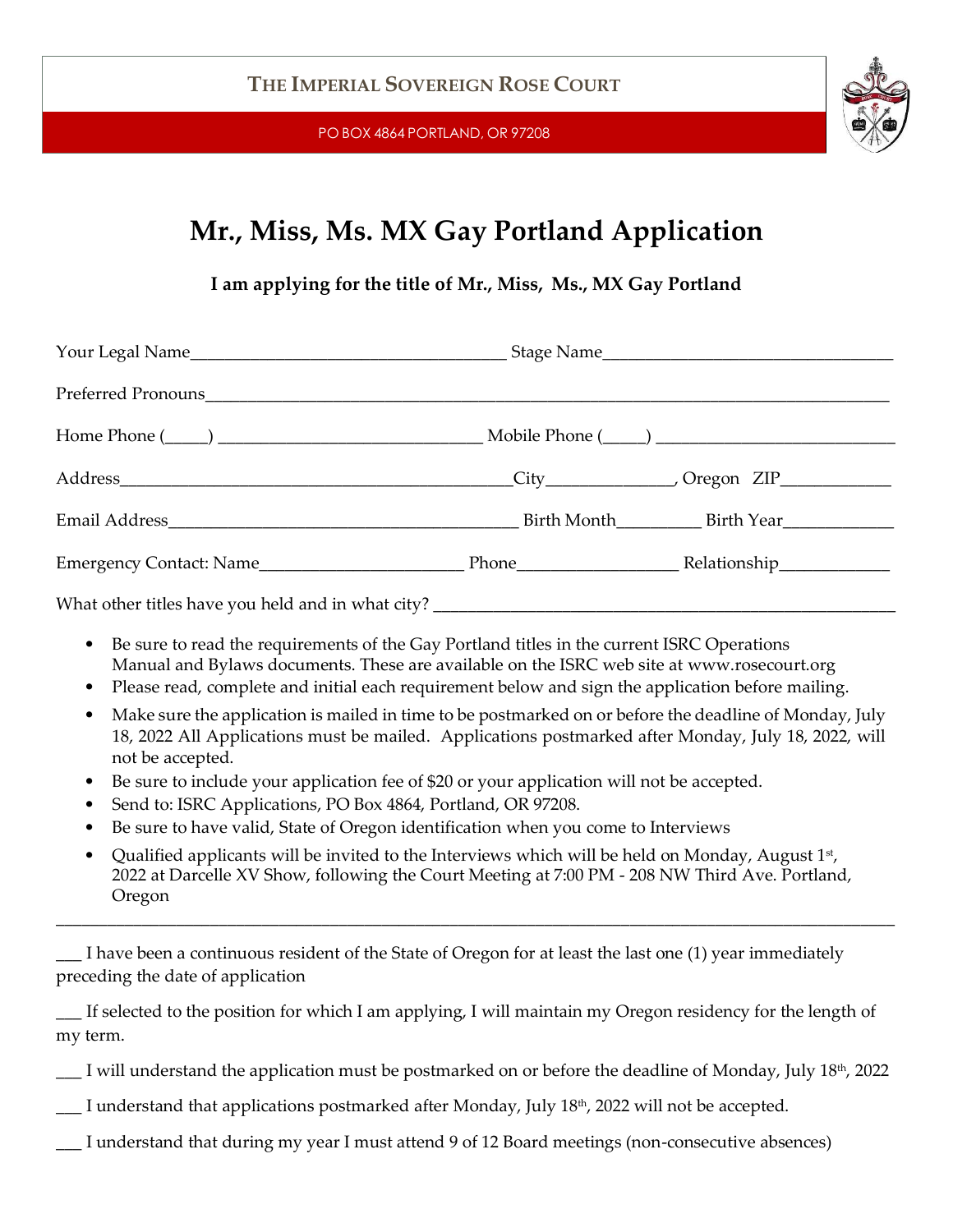**THE IMPERIAL SOVEREIGN ROSE COURT**

PO BOX 4864 PORTLAND, OR 97208

# Mr., Miss, Ms. MX Gay Portland Application

**I am applying for the title of Mr., Miss, Ms., MX Gay Portland**

Your Legal Name____________________________________ Stage Name________________________________

Preferred Pronouns________________________________________________________________________________

Home Phone (_____) ______________________________ Mobile Phone (_____) ___________________________

Address_____________________________________________City______________, Oregon ZIP____________

Email Address_______________________________________ Birth Month_________ Birth Year_____________

Emergency Contact: Name_______________________ Phone__________________ Relationship_____________

What other titles have you held and in what city? ______________________________________________________

- Be sure to read the requirements of the Gay Portland titles in the current ISRC Operations Manual and Bylaws documents. These are available on the ISRC web site at www.rosecourt.org
- Please read, complete and initial each requirement below and sign the application before mailing.
- Make sure the application is mailed in time to be postmarked on or before the deadline of Monday, July 18, 2022 All Applications must be mailed. Applications postmarked after Monday, July 18, 2022, will not be accepted.
- Be sure to include your application fee of $20 or your application will not be accepted.
- Send to: ISRC Applications, PO Box 4864, Portland, OR 97208.
- Be sure to have valid, State of Oregon identification when you come to Interviews
- Qualified applicants will be invited to the Interviews which will be held on Monday, August 1st, 2022 at Darcelle XV Show, following the Court Meeting at 7:00 PM - 208 NW Third Ave. Portland, Oregon

---

___ I have been a continuous resident of the State of Oregon for at least the last one (1) year immediately preceding the date of application

___ If selected to the position for which I am applying, I will maintain my Oregon residency for the length of my term.

___ I will understand the application must be postmarked on or before the deadline of Monday, July 18th, 2022

___ I understand that applications postmarked after Monday, July 18th, 2022 will not be accepted.

___ I understand that during my year I must attend 9 of 12 Board meetings (non-consecutive absences)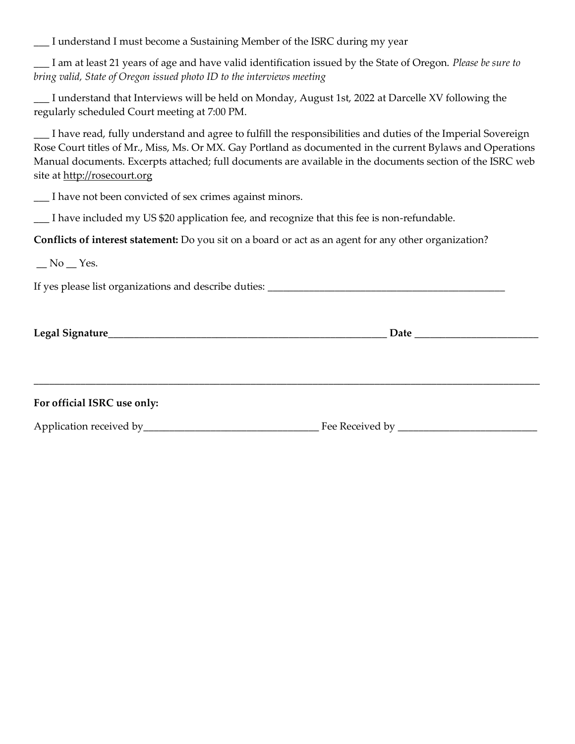___ I understand I must become a Sustaining Member of the ISRC during my year

___ I am at least 21 years of age and have valid identification issued by the State of Oregon. *Please be sure to bring valid, State of Oregon issued photo ID to the interviews meeting*

___ I understand that Interviews will be held on Monday, August 1st, 2022 at Darcelle XV following the regularly scheduled Court meeting at 7:00 PM.

___ I have read, fully understand and agree to fulfill the responsibilities and duties of the Imperial Sovereign Rose Court titles of Mr., Miss, Ms. Or MX. Gay Portland as documented in the current Bylaws and Operations Manual documents. Excerpts attached; full documents are available in the documents section of the ISRC web site at http://rosecourt.org

___ I have not been convicted of sex crimes against minors.

___ I have included my US $20 application fee, and recognize that this fee is non-refundable.

**Conflicts of interest statement:** Do you sit on a board or act as an agent for any other organization?

__ No __ Yes.

If yes please list organizations and describe duties: _______________________________________________

**Legal Signature**_________________________________________________________ **Date** ________________________

---

**For official ISRC use only:**

Application received by__________________________________ Fee Received by ___________________________